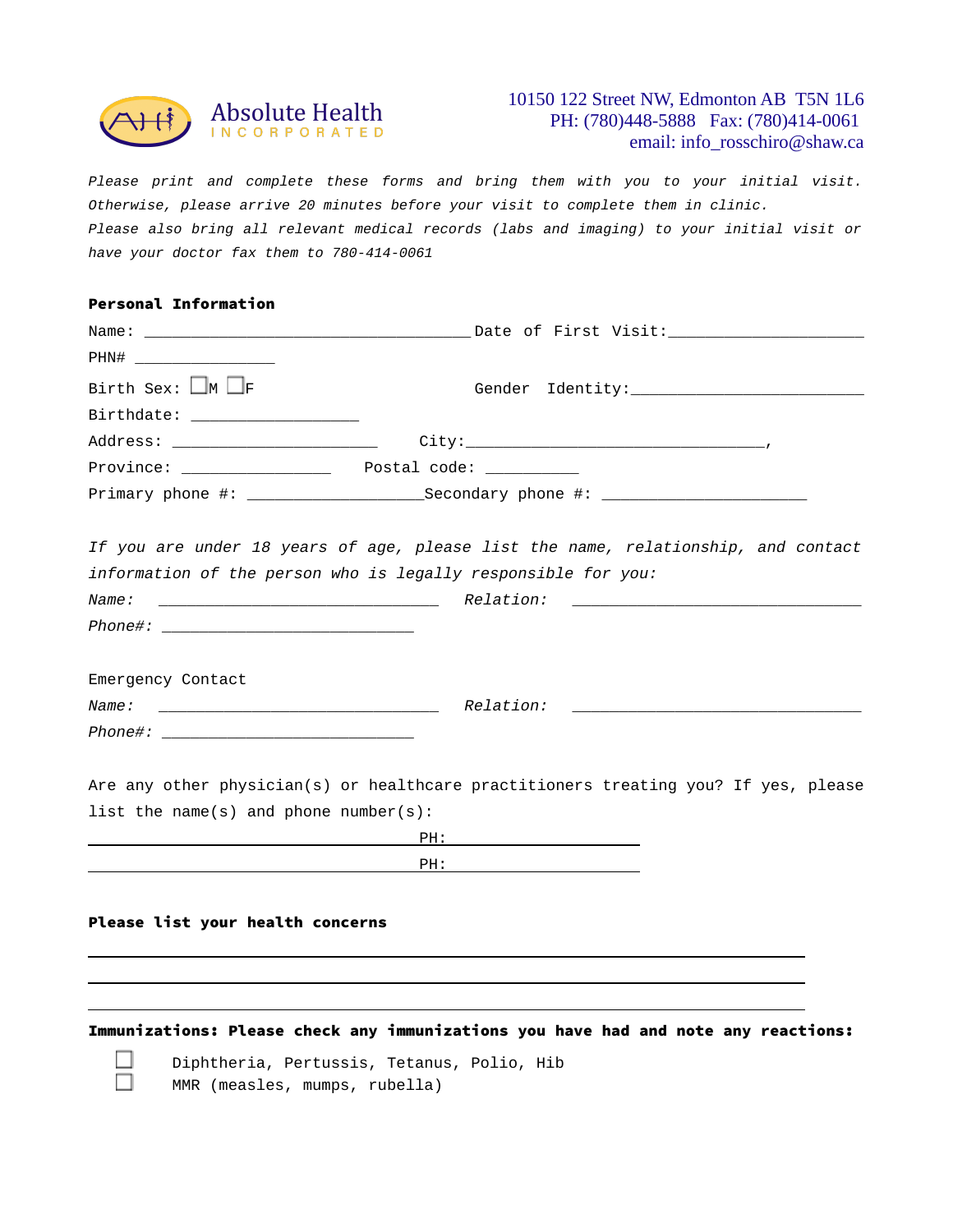Absolute Health INCORPORATED

10150 122 Street NW, Edmonton AB T5N 1L6
PH: (780)448-5888 Fax: (780)414-0061
email: info_rosschiro@shaw.ca

*Please print and complete these forms and bring them with you to your initial visit. Otherwise, please arrive 20 minutes before your visit to complete them in clinic.*
*Please also bring all relevant medical records (labs and imaging) to your initial visit or have your doctor fax them to 780-414-0061*

**Personal Information**

Name: ____________________________________ Date of First Visit: _____________________

PHN# _______________

Birth Sex: ☐M ☐F Gender Identity: __________________________

Birthdate: __________________

Address: ______________________ City: ________________________________,

Province: ________________ Postal code: __________

Primary phone #: ___________________ Secondary phone #: ______________________

*If you are under 18 years of age, please list the name, relationship, and contact information of the person who is legally responsible for you:*

*Name:* ______________________________ *Relation:* _______________________________

*Phone#:* ___________________________

Emergency Contact

*Name:* ______________________________ *Relation:* _______________________________

*Phone#:* ___________________________

Are any other physician(s) or healthcare practitioners treating you? If yes, please list the name(s) and phone number(s):

____________________________________ PH: ____________________

____________________________________ PH: ____________________

**Please list your health concerns**

______________________________________________________________________________

______________________________________________________________________________

______________________________________________________________________________

**Immunizations: Please check any immunizations you have had and note any reactions:**

- ☐ Diphtheria, Pertussis, Tetanus, Polio, Hib
- ☐ MMR (measles, mumps, rubella)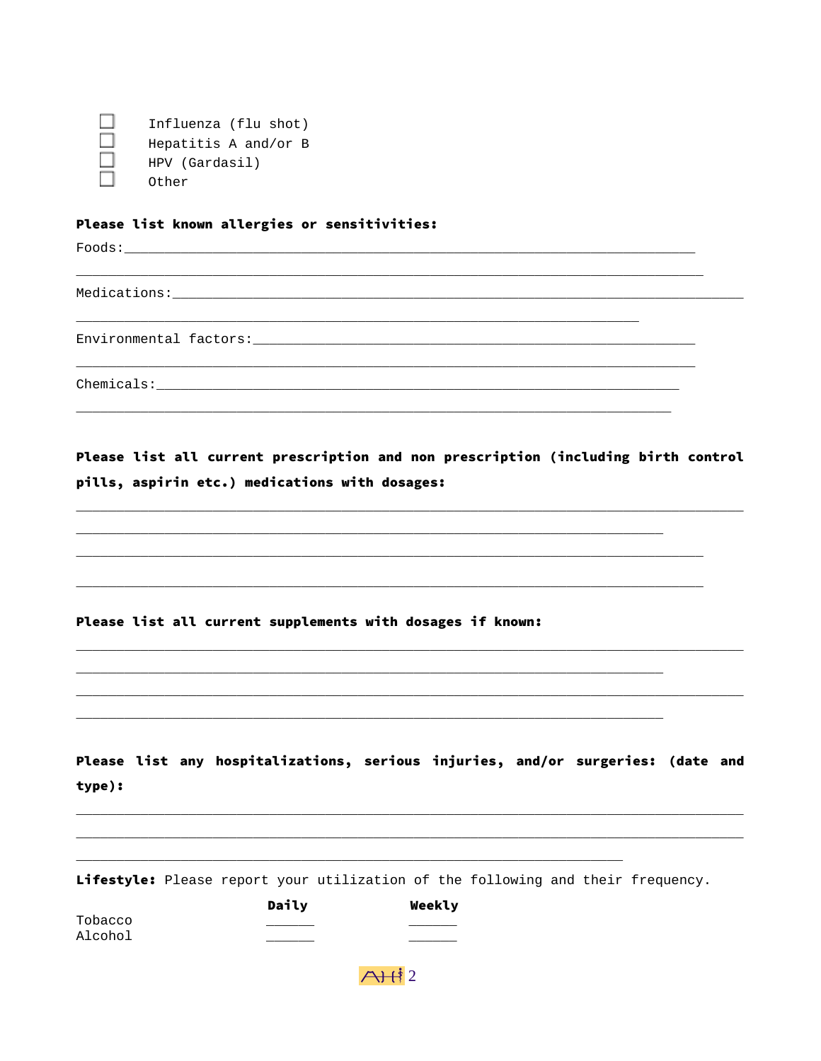- ☐ Influenza (flu shot)
- ☐ Hepatitis A and/or B
- ☐ HPV (Gardasil)
- ☐ Other

**Please list known allergies or sensitivities:**

Foods:_______________________________________________________________________

_______________________________________________________________________________

Medications:___________________________________________________________________

_______________________________________________________________________

Environmental factors:_______________________________________________________

_______________________________________________________________________________

Chemicals:____________________________________________________________________

_____________________________________________________________________________

**Please list all current prescription and non prescription (including birth control pills, aspirin etc.) medications with dosages:**

_________________________________________________________________________________

_________________________________________________________________________

______________________________________________________________________________

______________________________________________________________________________

**Please list all current supplements with dosages if known:**

_________________________________________________________________________________

_________________________________________________________________________

_________________________________________________________________________________

_________________________________________________________________________

**Please list any hospitalizations, serious injuries, and/or surgeries: (date and type):**

_________________________________________________________________________________

_________________________________________________________________________________

____________________________________________________________________

**Lifestyle:** Please report your utilization of the following and their frequency.

| | **Daily** | **Weekly** |
|---|---|---|
| Tobacco | ______ | ______ |
| Alcohol | ______ | ______ |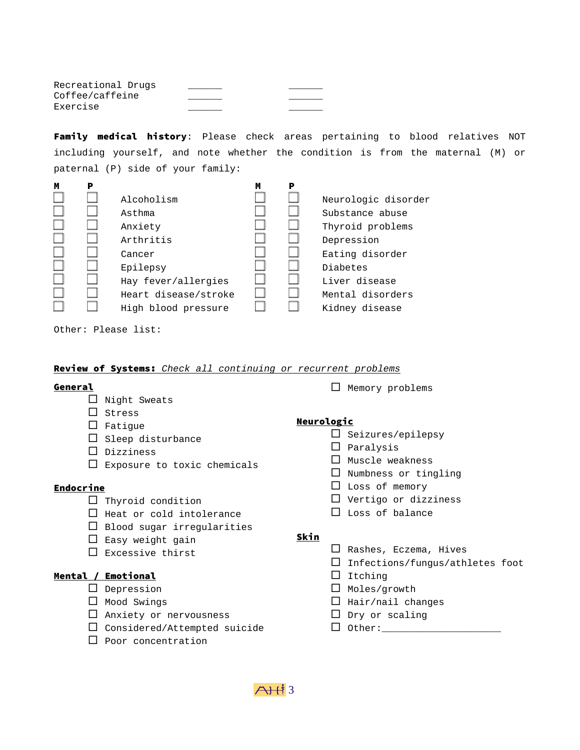| | | |
|---|---|---|
| Recreational Drugs | ______ | ______ |
| Coffee/caffeine | ______ | ______ |
| Exercise | ______ | ______ |

**Family medical history**: Please check areas pertaining to blood relatives NOT including yourself, and note whether the condition is from the maternal (M) or paternal (P) side of your family:

| M | P | | M | P | |
|---|---|---|---|---|---|
| ☐ | ☐ | Alcoholism | ☐ | ☐ | Neurologic disorder |
| ☐ | ☐ | Asthma | ☐ | ☐ | Substance abuse |
| ☐ | ☐ | Anxiety | ☐ | ☐ | Thyroid problems |
| ☐ | ☐ | Arthritis | ☐ | ☐ | Depression |
| ☐ | ☐ | Cancer | ☐ | ☐ | Eating disorder |
| ☐ | ☐ | Epilepsy | ☐ | ☐ | Diabetes |
| ☐ | ☐ | Hay fever/allergies | ☐ | ☐ | Liver disease |
| ☐ | ☐ | Heart disease/stroke | ☐ | ☐ | Mental disorders |
| ☐ | ☐ | High blood pressure | ☐ | ☐ | Kidney disease |

Other: Please list:

**Review of Systems:** *Check all continuing or recurrent problems*

**General**

- ☐ Night Sweats
- ☐ Stress
- ☐ Fatigue
- ☐ Sleep disturbance
- ☐ Dizziness
- ☐ Exposure to toxic chemicals

**Endocrine**

- ☐ Thyroid condition
- ☐ Heat or cold intolerance
- ☐ Blood sugar irregularities
- ☐ Easy weight gain
- ☐ Excessive thirst

**Mental / Emotional**

- ☐ Depression
- ☐ Mood Swings
- ☐ Anxiety or nervousness
- ☐ Considered/Attempted suicide
- ☐ Poor concentration
- ☐ Memory problems

**Neurologic**

- ☐ Seizures/epilepsy
- ☐ Paralysis
- ☐ Muscle weakness
- ☐ Numbness or tingling
- ☐ Loss of memory
- ☐ Vertigo or dizziness
- ☐ Loss of balance

**Skin**

- ☐ Rashes, Eczema, Hives
- ☐ Infections/fungus/athletes foot
- ☐ Itching
- ☐ Moles/growth
- ☐ Hair/nail changes
- ☐ Dry or scaling
- ☐ Other:______________________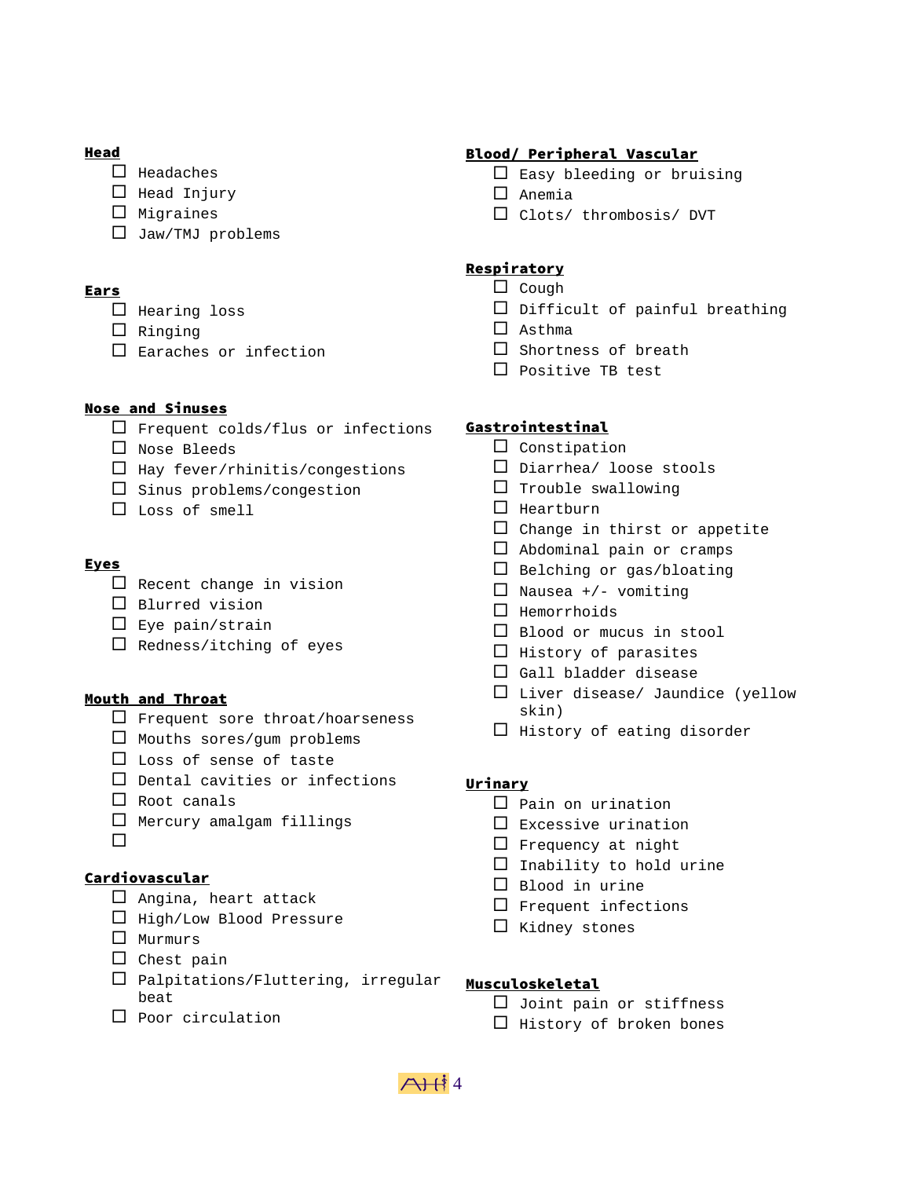**Head**

- ☐ Headaches
- ☐ Head Injury
- ☐ Migraines
- ☐ Jaw/TMJ problems

**Ears**

- ☐ Hearing loss
- ☐ Ringing
- ☐ Earaches or infection

**Nose and Sinuses**

- ☐ Frequent colds/flus or infections
- ☐ Nose Bleeds
- ☐ Hay fever/rhinitis/congestions
- ☐ Sinus problems/congestion
- ☐ Loss of smell

**Eyes**

- ☐ Recent change in vision
- ☐ Blurred vision
- ☐ Eye pain/strain
- ☐ Redness/itching of eyes

**Mouth and Throat**

- ☐ Frequent sore throat/hoarseness
- ☐ Mouths sores/gum problems
- ☐ Loss of sense of taste
- ☐ Dental cavities or infections
- ☐ Root canals
- ☐ Mercury amalgam fillings
- ☐

**Cardiovascular**

- ☐ Angina, heart attack
- ☐ High/Low Blood Pressure
- ☐ Murmurs
- ☐ Chest pain
- ☐ Palpitations/Fluttering, irregular beat
- ☐ Poor circulation

**Blood/ Peripheral Vascular**

- ☐ Easy bleeding or bruising
- ☐ Anemia
- ☐ Clots/ thrombosis/ DVT

**Respiratory**

- ☐ Cough
- ☐ Difficult of painful breathing
- ☐ Asthma
- ☐ Shortness of breath
- ☐ Positive TB test

**Gastrointestinal**

- ☐ Constipation
- ☐ Diarrhea/ loose stools
- ☐ Trouble swallowing
- ☐ Heartburn
- ☐ Change in thirst or appetite
- ☐ Abdominal pain or cramps
- ☐ Belching or gas/bloating
- ☐ Nausea +/- vomiting
- ☐ Hemorrhoids
- ☐ Blood or mucus in stool
- ☐ History of parasites
- ☐ Gall bladder disease
- ☐ Liver disease/ Jaundice (yellow skin)
- ☐ History of eating disorder

**Urinary**

- ☐ Pain on urination
- ☐ Excessive urination
- ☐ Frequency at night
- ☐ Inability to hold urine
- ☐ Blood in urine
- ☐ Frequent infections
- ☐ Kidney stones

**Musculoskeletal**

- ☐ Joint pain or stiffness
- ☐ History of broken bones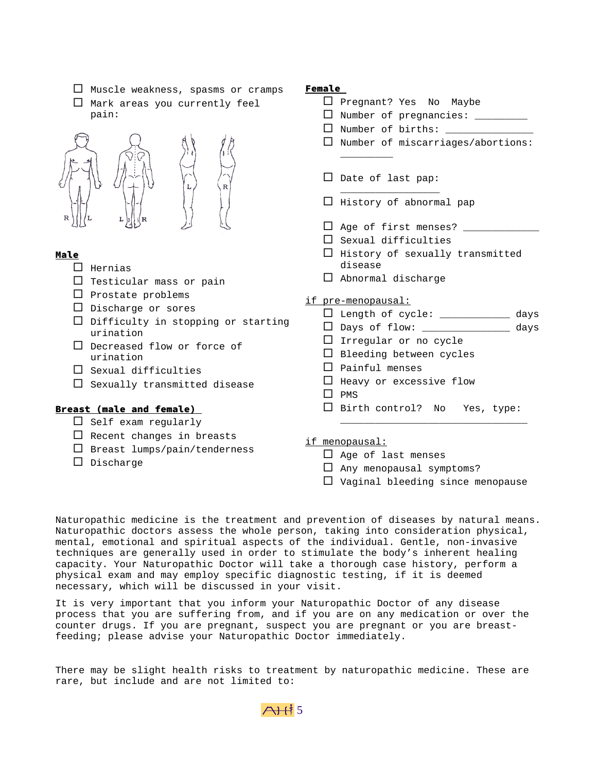- ☐ Muscle weakness, spasms or cramps
- ☐ Mark areas you currently feel pain:

R L L R L R

**Male**

- ☐ Hernias
- ☐ Testicular mass or pain
- ☐ Prostate problems
- ☐ Discharge or sores
- ☐ Difficulty in stopping or starting urination
- ☐ Decreased flow or force of urination
- ☐ Sexual difficulties
- ☐ Sexually transmitted disease

**Breast (male and female)**

- ☐ Self exam regularly
- ☐ Recent changes in breasts
- ☐ Breast lumps/pain/tenderness
- ☐ Discharge

**Female**

- ☐ Pregnant? Yes No Maybe
- ☐ Number of pregnancies: _________
- ☐ Number of births: _______________
- ☐ Number of miscarriages/abortions: _________
- ☐ Date of last pap: _________________
- ☐ History of abnormal pap
- ☐ Age of first menses? _____________
- ☐ Sexual difficulties
- ☐ History of sexually transmitted disease
- ☐ Abnormal discharge

if pre-menopausal:

- ☐ Length of cycle: ____________ days
- ☐ Days of flow: _______________ days
- ☐ Irregular or no cycle
- ☐ Bleeding between cycles
- ☐ Painful menses
- ☐ Heavy or excessive flow
- ☐ PMS
- ☐ Birth control? No Yes, type: _________________________________

if menopausal:

- ☐ Age of last menses
- ☐ Any menopausal symptoms?
- ☐ Vaginal bleeding since menopause

Naturopathic medicine is the treatment and prevention of diseases by natural means. Naturopathic doctors assess the whole person, taking into consideration physical, mental, emotional and spiritual aspects of the individual. Gentle, non-invasive techniques are generally used in order to stimulate the body's inherent healing capacity. Your Naturopathic Doctor will take a thorough case history, perform a physical exam and may employ specific diagnostic testing, if it is deemed necessary, which will be discussed in your visit.

It is very important that you inform your Naturopathic Doctor of any disease process that you are suffering from, and if you are on any medication or over the counter drugs. If you are pregnant, suspect you are pregnant or you are breast-feeding; please advise your Naturopathic Doctor immediately.

There may be slight health risks to treatment by naturopathic medicine. These are rare, but include and are not limited to: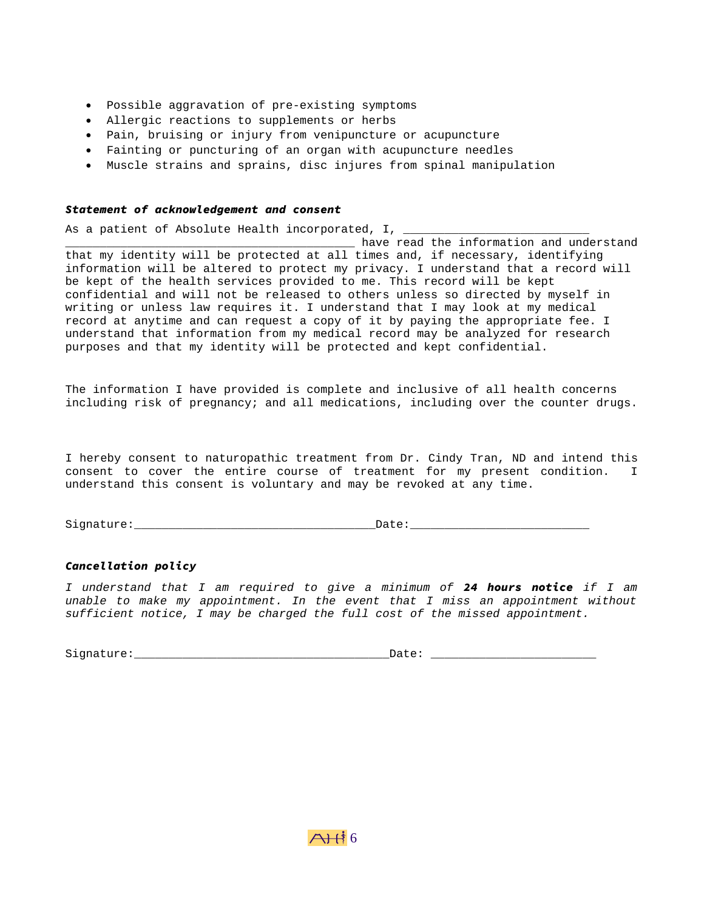- Possible aggravation of pre-existing symptoms
- Allergic reactions to supplements or herbs
- Pain, bruising or injury from venipuncture or acupuncture
- Fainting or puncturing of an organ with acupuncture needles
- Muscle strains and sprains, disc injures from spinal manipulation

***Statement of acknowledgement and consent***

As a patient of Absolute Health incorporated, I, ___________________________ __________________________________________ have read the information and understand that my identity will be protected at all times and, if necessary, identifying information will be altered to protect my privacy. I understand that a record will be kept of the health services provided to me. This record will be kept confidential and will not be released to others unless so directed by myself in writing or unless law requires it. I understand that I may look at my medical record at anytime and can request a copy of it by paying the appropriate fee. I understand that information from my medical record may be analyzed for research purposes and that my identity will be protected and kept confidential.

The information I have provided is complete and inclusive of all health concerns including risk of pregnancy; and all medications, including over the counter drugs.

I hereby consent to naturopathic treatment from Dr. Cindy Tran, ND and intend this consent to cover the entire course of treatment for my present condition. I understand this consent is voluntary and may be revoked at any time.

Signature:___________________________________Date:__________________________

***Cancellation policy***

*I understand that I am required to give a minimum of **24 hours notice** if I am unable to make my appointment. In the event that I miss an appointment without sufficient notice, I may be charged the full cost of the missed appointment.*

Signature:_____________________________________Date: ________________________